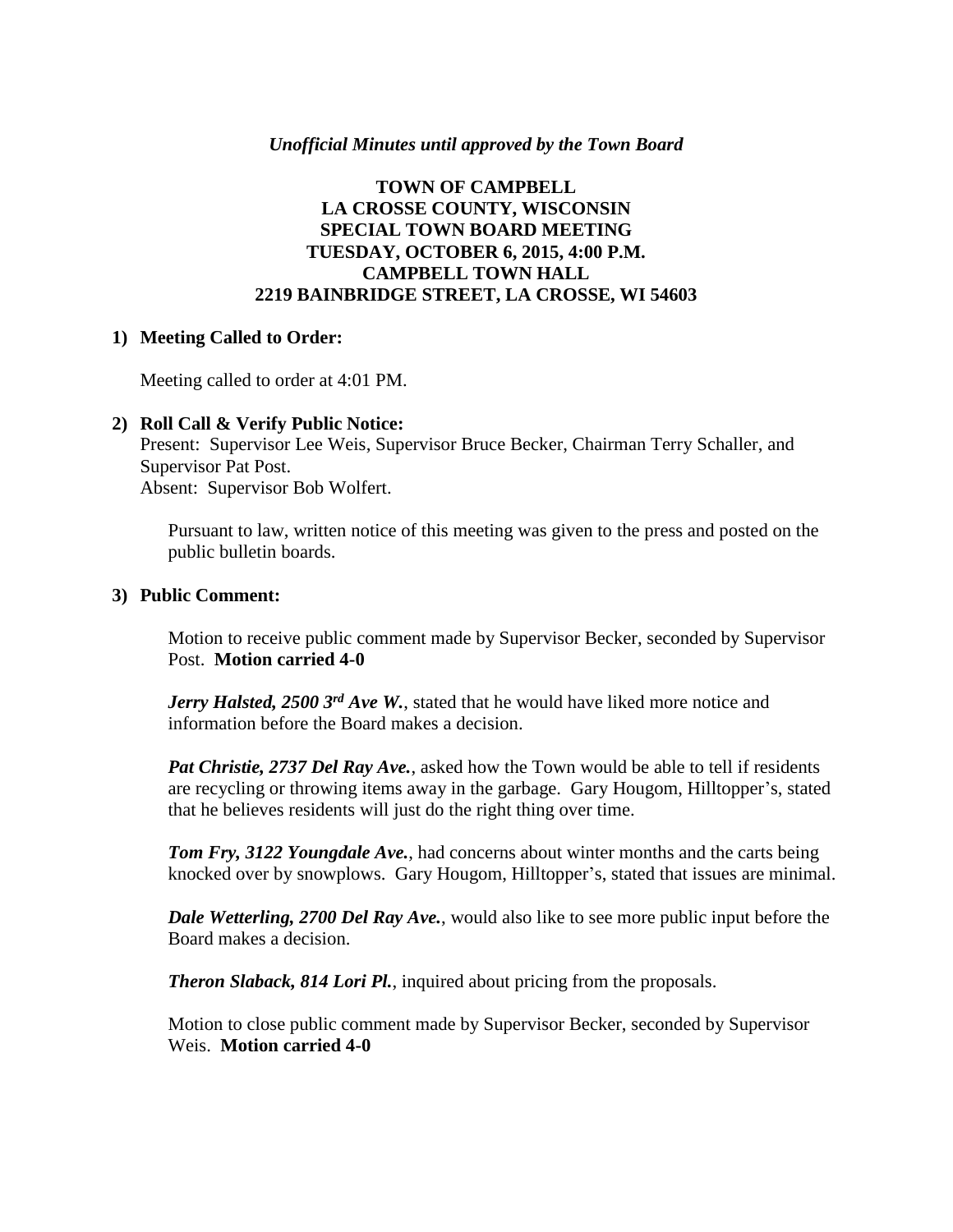*Unofficial Minutes until approved by the Town Board*

**TOWN OF CAMPBELL**
**LA CROSSE COUNTY, WISCONSIN**
**SPECIAL TOWN BOARD MEETING**
**TUESDAY, OCTOBER 6, 2015, 4:00 P.M.**
**CAMPBELL TOWN HALL**
**2219 BAINBRIDGE STREET, LA CROSSE, WI 54603**

**1) Meeting Called to Order:**

Meeting called to order at 4:01 PM.

**2) Roll Call & Verify Public Notice:**

Present: Supervisor Lee Weis, Supervisor Bruce Becker, Chairman Terry Schaller, and Supervisor Pat Post.
Absent: Supervisor Bob Wolfert.

Pursuant to law, written notice of this meeting was given to the press and posted on the public bulletin boards.

**3) Public Comment:**

Motion to receive public comment made by Supervisor Becker, seconded by Supervisor Post. **Motion carried 4-0**

***Jerry Halsted, 2500 3rd Ave W.***, stated that he would have liked more notice and information before the Board makes a decision.

***Pat Christie, 2737 Del Ray Ave.***, asked how the Town would be able to tell if residents are recycling or throwing items away in the garbage. Gary Hougom, Hilltopper's, stated that he believes residents will just do the right thing over time.

***Tom Fry, 3122 Youngdale Ave.***, had concerns about winter months and the carts being knocked over by snowplows. Gary Hougom, Hilltopper's, stated that issues are minimal.

***Dale Wetterling, 2700 Del Ray Ave.***, would also like to see more public input before the Board makes a decision.

***Theron Slaback, 814 Lori Pl.***, inquired about pricing from the proposals.

Motion to close public comment made by Supervisor Becker, seconded by Supervisor Weis. **Motion carried 4-0**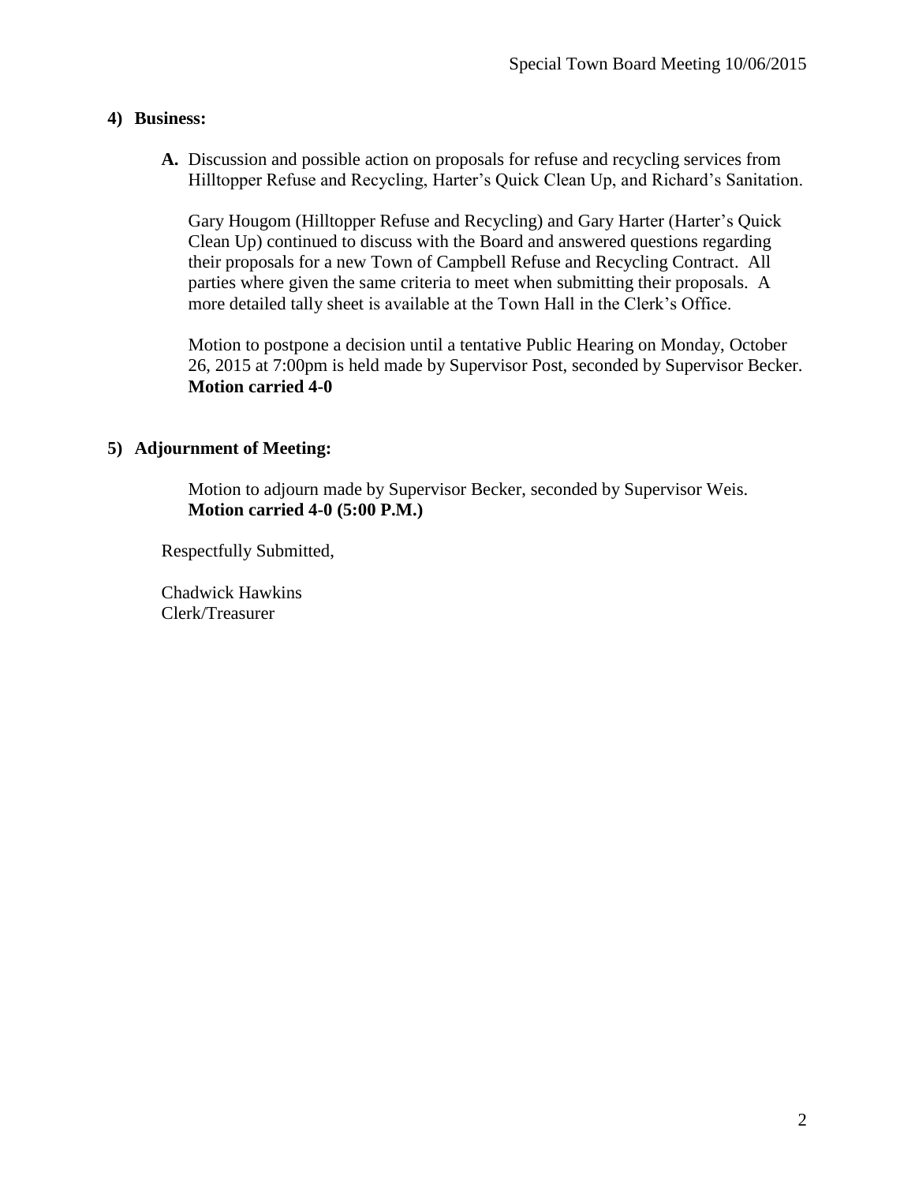## 4) Business:

**A.** Discussion and possible action on proposals for refuse and recycling services from Hilltopper Refuse and Recycling, Harter's Quick Clean Up, and Richard's Sanitation.

Gary Hougom (Hilltopper Refuse and Recycling) and Gary Harter (Harter's Quick Clean Up) continued to discuss with the Board and answered questions regarding their proposals for a new Town of Campbell Refuse and Recycling Contract. All parties where given the same criteria to meet when submitting their proposals. A more detailed tally sheet is available at the Town Hall in the Clerk's Office.

Motion to postpone a decision until a tentative Public Hearing on Monday, October 26, 2015 at 7:00pm is held made by Supervisor Post, seconded by Supervisor Becker.
**Motion carried 4-0**

## 5) Adjournment of Meeting:

Motion to adjourn made by Supervisor Becker, seconded by Supervisor Weis.
**Motion carried 4-0 (5:00 P.M.)**

Respectfully Submitted,

Chadwick Hawkins
Clerk/Treasurer